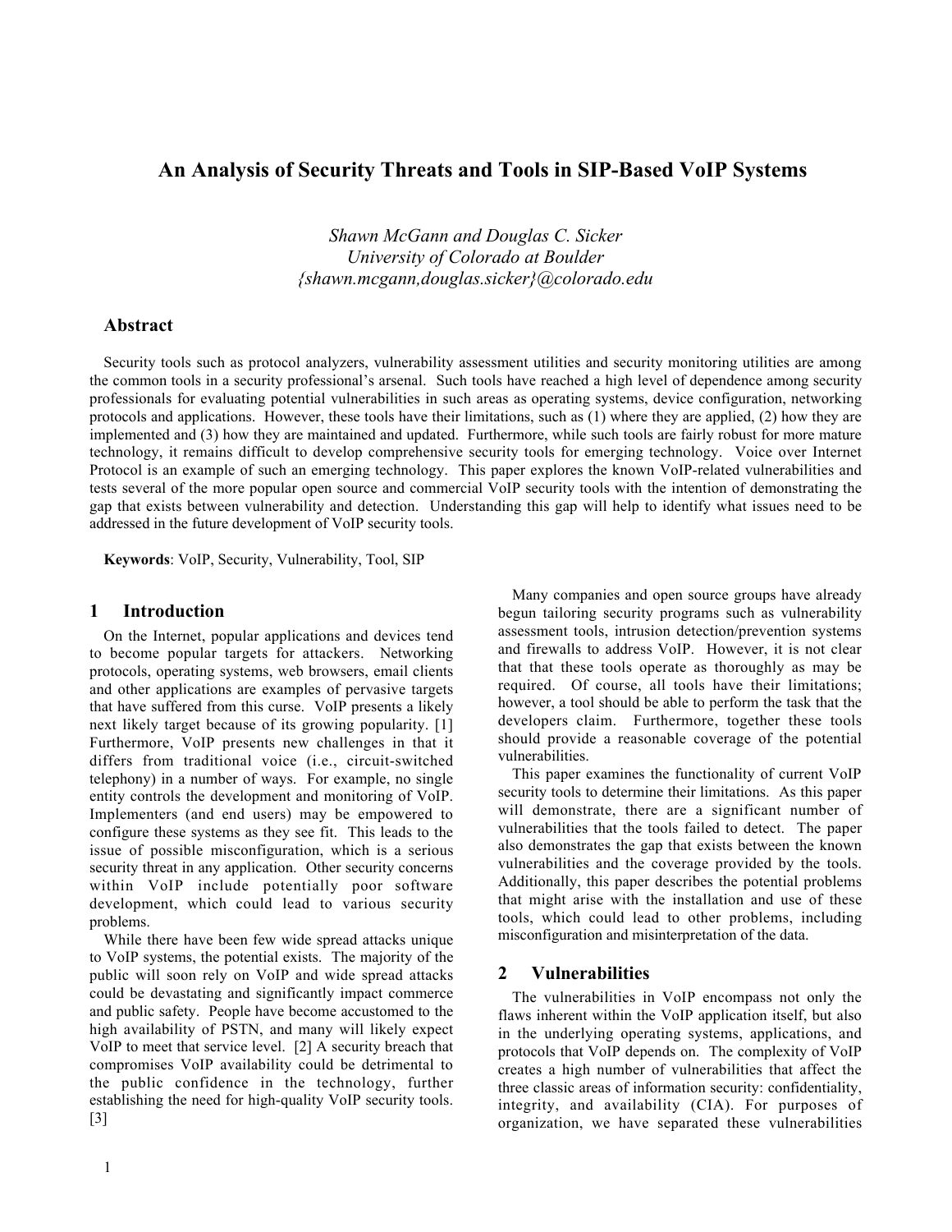# An Analysis of Security Threats and Tools in SIP-Based VoIP Systems

*Shawn McGann and Douglas C. Sicker*
*University of Colorado at Boulder*
*{shawn.mcgann,douglas.sicker}@colorado.edu*

## Abstract

Security tools such as protocol analyzers, vulnerability assessment utilities and security monitoring utilities are among the common tools in a security professional's arsenal. Such tools have reached a high level of dependence among security professionals for evaluating potential vulnerabilities in such areas as operating systems, device configuration, networking protocols and applications. However, these tools have their limitations, such as (1) where they are applied, (2) how they are implemented and (3) how they are maintained and updated. Furthermore, while such tools are fairly robust for more mature technology, it remains difficult to develop comprehensive security tools for emerging technology. Voice over Internet Protocol is an example of such an emerging technology. This paper explores the known VoIP-related vulnerabilities and tests several of the more popular open source and commercial VoIP security tools with the intention of demonstrating the gap that exists between vulnerability and detection. Understanding this gap will help to identify what issues need to be addressed in the future development of VoIP security tools.

**Keywords**: VoIP, Security, Vulnerability, Tool, SIP

## 1 Introduction

On the Internet, popular applications and devices tend to become popular targets for attackers. Networking protocols, operating systems, web browsers, email clients and other applications are examples of pervasive targets that have suffered from this curse. VoIP presents a likely next likely target because of its growing popularity. [1] Furthermore, VoIP presents new challenges in that it differs from traditional voice (i.e., circuit-switched telephony) in a number of ways. For example, no single entity controls the development and monitoring of VoIP. Implementers (and end users) may be empowered to configure these systems as they see fit. This leads to the issue of possible misconfiguration, which is a serious security threat in any application. Other security concerns within VoIP include potentially poor software development, which could lead to various security problems.

While there have been few wide spread attacks unique to VoIP systems, the potential exists. The majority of the public will soon rely on VoIP and wide spread attacks could be devastating and significantly impact commerce and public safety. People have become accustomed to the high availability of PSTN, and many will likely expect VoIP to meet that service level. [2] A security breach that compromises VoIP availability could be detrimental to the public confidence in the technology, further establishing the need for high-quality VoIP security tools. [3]

Many companies and open source groups have already begun tailoring security programs such as vulnerability assessment tools, intrusion detection/prevention systems and firewalls to address VoIP. However, it is not clear that that these tools operate as thoroughly as may be required. Of course, all tools have their limitations; however, a tool should be able to perform the task that the developers claim. Furthermore, together these tools should provide a reasonable coverage of the potential vulnerabilities.

This paper examines the functionality of current VoIP security tools to determine their limitations. As this paper will demonstrate, there are a significant number of vulnerabilities that the tools failed to detect. The paper also demonstrates the gap that exists between the known vulnerabilities and the coverage provided by the tools. Additionally, this paper describes the potential problems that might arise with the installation and use of these tools, which could lead to other problems, including misconfiguration and misinterpretation of the data.

## 2 Vulnerabilities

The vulnerabilities in VoIP encompass not only the flaws inherent within the VoIP application itself, but also in the underlying operating systems, applications, and protocols that VoIP depends on. The complexity of VoIP creates a high number of vulnerabilities that affect the three classic areas of information security: confidentiality, integrity, and availability (CIA). For purposes of organization, we have separated these vulnerabilities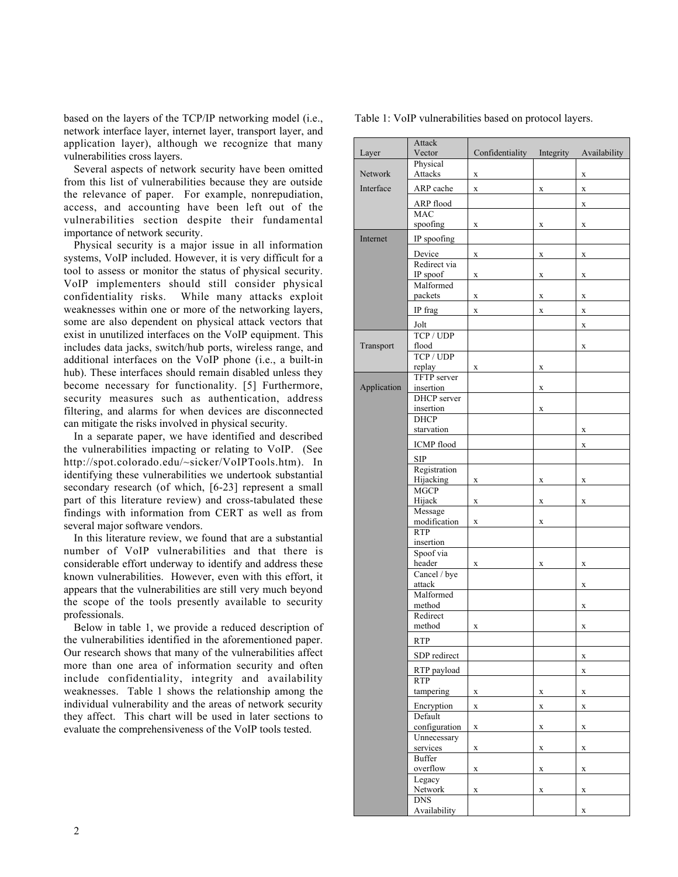based on the layers of the TCP/IP networking model (i.e., network interface layer, internet layer, transport layer, and application layer), although we recognize that many vulnerabilities cross layers.

Several aspects of network security have been omitted from this list of vulnerabilities because they are outside the relevance of paper. For example, nonrepudiation, access, and accounting have been left out of the vulnerabilities section despite their fundamental importance of network security.

Physical security is a major issue in all information systems, VoIP included. However, it is very difficult for a tool to assess or monitor the status of physical security. VoIP implementers should still consider physical confidentiality risks. While many attacks exploit weaknesses within one or more of the networking layers, some are also dependent on physical attack vectors that exist in unutilized interfaces on the VoIP equipment. This includes data jacks, switch/hub ports, wireless range, and additional interfaces on the VoIP phone (i.e., a built-in hub). These interfaces should remain disabled unless they become necessary for functionality. [5] Furthermore, security measures such as authentication, address filtering, and alarms for when devices are disconnected can mitigate the risks involved in physical security.

In a separate paper, we have identified and described the vulnerabilities impacting or relating to VoIP. (See http://spot.colorado.edu/~sicker/VoIPTools.htm). In identifying these vulnerabilities we undertook substantial secondary research (of which, [6-23] represent a small part of this literature review) and cross-tabulated these findings with information from CERT as well as from several major software vendors.

In this literature review, we found that are a substantial number of VoIP vulnerabilities and that there is considerable effort underway to identify and address these known vulnerabilities. However, even with this effort, it appears that the vulnerabilities are still very much beyond the scope of the tools presently available to security professionals.

Below in table 1, we provide a reduced description of the vulnerabilities identified in the aforementioned paper. Our research shows that many of the vulnerabilities affect more than one area of information security and often include confidentiality, integrity and availability weaknesses. Table 1 shows the relationship among the individual vulnerability and the areas of network security they affect. This chart will be used in later sections to evaluate the comprehensiveness of the VoIP tools tested.

Table 1: VoIP vulnerabilities based on protocol layers.

| Layer | Attack Vector | Confidentiality | Integrity | Availability |
|---|---|---|---|---|
| Network Interface | Physical Attacks | x | | x |
| | ARP cache | x | x | x |
| | ARP flood | | | x |
| | MAC spoofing | x | x | x |
| Internet | IP spoofing | | | |
| | Device | x | x | x |
| | Redirect via IP spoof | x | x | x |
| | Malformed packets | x | x | x |
| | IP frag | x | x | x |
| | Jolt | | | x |
| Transport | TCP / UDP flood | | | x |
| | TCP / UDP replay | x | x | |
| Application | TFTP server insertion | | x | |
| | DHCP server insertion | | x | |
| | DHCP starvation | | | x |
| | ICMP flood | | | x |
| | SIP | | | |
| | Registration Hijacking | x | x | x |
| | MGCP Hijack | x | x | x |
| | Message modification | x | x | |
| | RTP insertion | | | |
| | Spoof via header | x | x | x |
| | Cancel / bye attack | | | x |
| | Malformed method | | | x |
| | Redirect method | x | | x |
| | RTP | | | |
| | SDP redirect | | | x |
| | RTP payload | | | x |
| | RTP tampering | x | x | x |
| | Encryption | x | x | x |
| | Default configuration | x | x | x |
| | Unnecessary services | x | x | x |
| | Buffer overflow | x | x | x |
| | Legacy Network | x | x | x |
| | DNS Availability | | | x |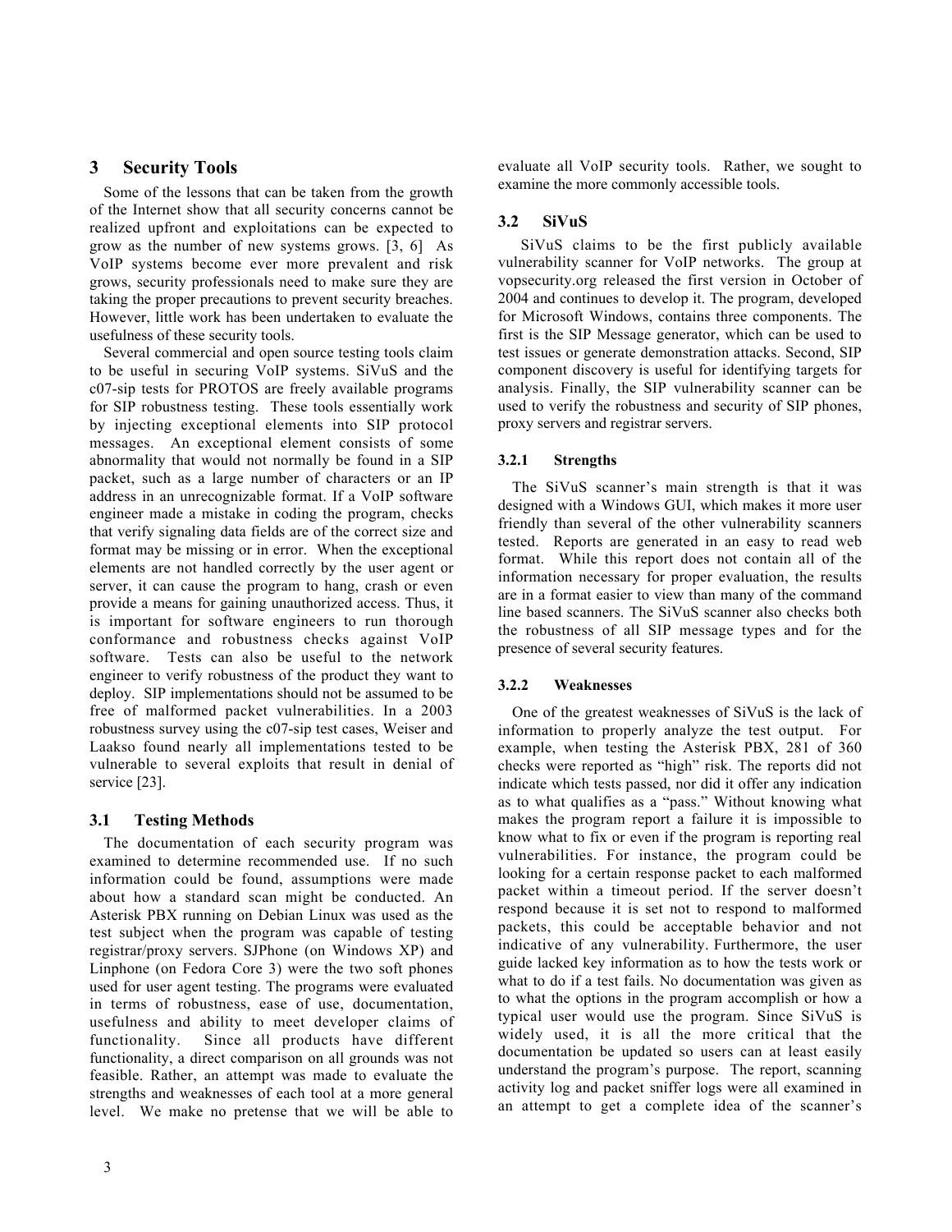## 3 Security Tools

Some of the lessons that can be taken from the growth of the Internet show that all security concerns cannot be realized upfront and exploitations can be expected to grow as the number of new systems grows. [3, 6] As VoIP systems become ever more prevalent and risk grows, security professionals need to make sure they are taking the proper precautions to prevent security breaches. However, little work has been undertaken to evaluate the usefulness of these security tools.

Several commercial and open source testing tools claim to be useful in securing VoIP systems. SiVuS and the c07-sip tests for PROTOS are freely available programs for SIP robustness testing. These tools essentially work by injecting exceptional elements into SIP protocol messages. An exceptional element consists of some abnormality that would not normally be found in a SIP packet, such as a large number of characters or an IP address in an unrecognizable format. If a VoIP software engineer made a mistake in coding the program, checks that verify signaling data fields are of the correct size and format may be missing or in error. When the exceptional elements are not handled correctly by the user agent or server, it can cause the program to hang, crash or even provide a means for gaining unauthorized access. Thus, it is important for software engineers to run thorough conformance and robustness checks against VoIP software. Tests can also be useful to the network engineer to verify robustness of the product they want to deploy. SIP implementations should not be assumed to be free of malformed packet vulnerabilities. In a 2003 robustness survey using the c07-sip test cases, Weiser and Laakso found nearly all implementations tested to be vulnerable to several exploits that result in denial of service [23].

### 3.1 Testing Methods

The documentation of each security program was examined to determine recommended use. If no such information could be found, assumptions were made about how a standard scan might be conducted. An Asterisk PBX running on Debian Linux was used as the test subject when the program was capable of testing registrar/proxy servers. SJPhone (on Windows XP) and Linphone (on Fedora Core 3) were the two soft phones used for user agent testing. The programs were evaluated in terms of robustness, ease of use, documentation, usefulness and ability to meet developer claims of functionality. Since all products have different functionality, a direct comparison on all grounds was not feasible. Rather, an attempt was made to evaluate the strengths and weaknesses of each tool at a more general level. We make no pretense that we will be able to evaluate all VoIP security tools. Rather, we sought to examine the more commonly accessible tools.

### 3.2 SiVuS

SiVuS claims to be the first publicly available vulnerability scanner for VoIP networks. The group at vopsecurity.org released the first version in October of 2004 and continues to develop it. The program, developed for Microsoft Windows, contains three components. The first is the SIP Message generator, which can be used to test issues or generate demonstration attacks. Second, SIP component discovery is useful for identifying targets for analysis. Finally, the SIP vulnerability scanner can be used to verify the robustness and security of SIP phones, proxy servers and registrar servers.

#### 3.2.1 Strengths

The SiVuS scanner's main strength is that it was designed with a Windows GUI, which makes it more user friendly than several of the other vulnerability scanners tested. Reports are generated in an easy to read web format. While this report does not contain all of the information necessary for proper evaluation, the results are in a format easier to view than many of the command line based scanners. The SiVuS scanner also checks both the robustness of all SIP message types and for the presence of several security features.

#### 3.2.2 Weaknesses

One of the greatest weaknesses of SiVuS is the lack of information to properly analyze the test output. For example, when testing the Asterisk PBX, 281 of 360 checks were reported as "high" risk. The reports did not indicate which tests passed, nor did it offer any indication as to what qualifies as a "pass." Without knowing what makes the program report a failure it is impossible to know what to fix or even if the program is reporting real vulnerabilities. For instance, the program could be looking for a certain response packet to each malformed packet within a timeout period. If the server doesn't respond because it is set not to respond to malformed packets, this could be acceptable behavior and not indicative of any vulnerability. Furthermore, the user guide lacked key information as to how the tests work or what to do if a test fails. No documentation was given as to what the options in the program accomplish or how a typical user would use the program. Since SiVuS is widely used, it is all the more critical that the documentation be updated so users can at least easily understand the program's purpose. The report, scanning activity log and packet sniffer logs were all examined in an attempt to get a complete idea of the scanner's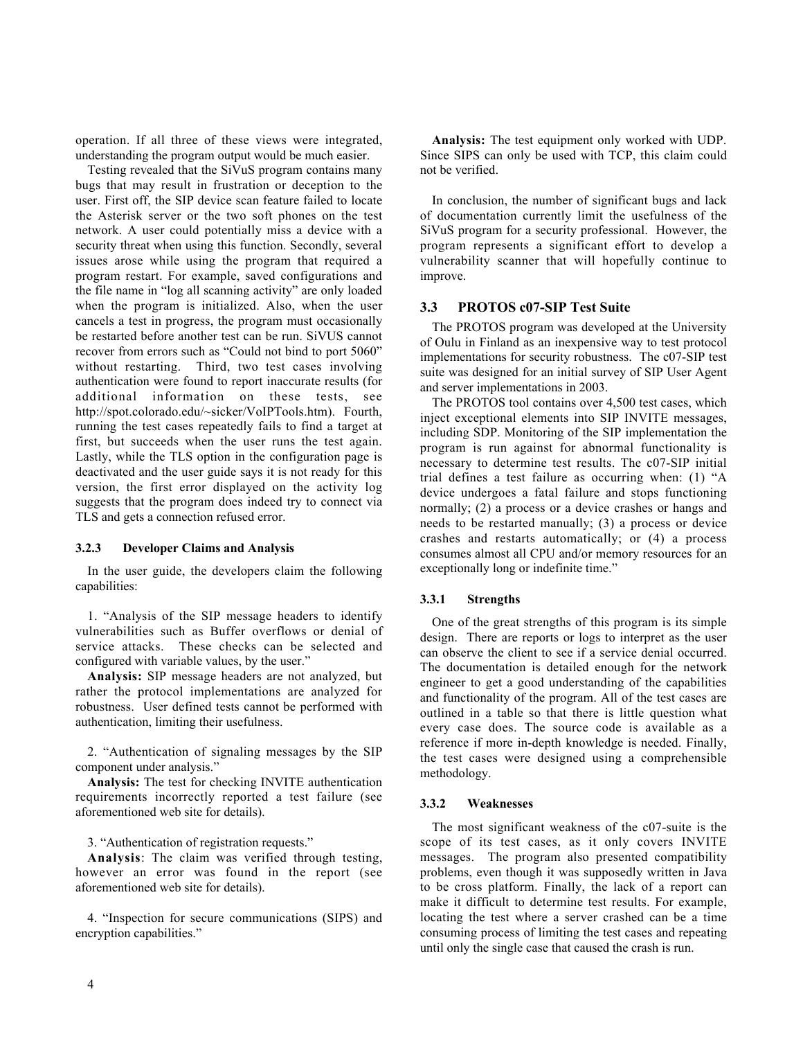operation. If all three of these views were integrated, understanding the program output would be much easier.

Testing revealed that the SiVuS program contains many bugs that may result in frustration or deception to the user. First off, the SIP device scan feature failed to locate the Asterisk server or the two soft phones on the test network. A user could potentially miss a device with a security threat when using this function. Secondly, several issues arose while using the program that required a program restart. For example, saved configurations and the file name in "log all scanning activity" are only loaded when the program is initialized. Also, when the user cancels a test in progress, the program must occasionally be restarted before another test can be run. SiVUS cannot recover from errors such as "Could not bind to port 5060" without restarting. Third, two test cases involving authentication were found to report inaccurate results (for additional information on these tests, see http://spot.colorado.edu/~sicker/VoIPTools.htm). Fourth, running the test cases repeatedly fails to find a target at first, but succeeds when the user runs the test again. Lastly, while the TLS option in the configuration page is deactivated and the user guide says it is not ready for this version, the first error displayed on the activity log suggests that the program does indeed try to connect via TLS and gets a connection refused error.

#### 3.2.3 Developer Claims and Analysis

In the user guide, the developers claim the following capabilities:

1. "Analysis of the SIP message headers to identify vulnerabilities such as Buffer overflows or denial of service attacks. These checks can be selected and configured with variable values, by the user."

**Analysis:** SIP message headers are not analyzed, but rather the protocol implementations are analyzed for robustness. User defined tests cannot be performed with authentication, limiting their usefulness.

2. "Authentication of signaling messages by the SIP component under analysis."

**Analysis:** The test for checking INVITE authentication requirements incorrectly reported a test failure (see aforementioned web site for details).

3. "Authentication of registration requests."

**Analysis**: The claim was verified through testing, however an error was found in the report (see aforementioned web site for details).

4. "Inspection for secure communications (SIPS) and encryption capabilities."

**Analysis:** The test equipment only worked with UDP. Since SIPS can only be used with TCP, this claim could not be verified.

In conclusion, the number of significant bugs and lack of documentation currently limit the usefulness of the SiVuS program for a security professional. However, the program represents a significant effort to develop a vulnerability scanner that will hopefully continue to improve.

### 3.3 PROTOS c07-SIP Test Suite

The PROTOS program was developed at the University of Oulu in Finland as an inexpensive way to test protocol implementations for security robustness. The c07-SIP test suite was designed for an initial survey of SIP User Agent and server implementations in 2003.

The PROTOS tool contains over 4,500 test cases, which inject exceptional elements into SIP INVITE messages, including SDP. Monitoring of the SIP implementation the program is run against for abnormal functionality is necessary to determine test results. The c07-SIP initial trial defines a test failure as occurring when: (1) "A device undergoes a fatal failure and stops functioning normally; (2) a process or a device crashes or hangs and needs to be restarted manually; (3) a process or device crashes and restarts automatically; or (4) a process consumes almost all CPU and/or memory resources for an exceptionally long or indefinite time."

#### 3.3.1 Strengths

One of the great strengths of this program is its simple design. There are reports or logs to interpret as the user can observe the client to see if a service denial occurred. The documentation is detailed enough for the network engineer to get a good understanding of the capabilities and functionality of the program. All of the test cases are outlined in a table so that there is little question what every case does. The source code is available as a reference if more in-depth knowledge is needed. Finally, the test cases were designed using a comprehensible methodology.

#### 3.3.2 Weaknesses

The most significant weakness of the c07-suite is the scope of its test cases, as it only covers INVITE messages. The program also presented compatibility problems, even though it was supposedly written in Java to be cross platform. Finally, the lack of a report can make it difficult to determine test results. For example, locating the test where a server crashed can be a time consuming process of limiting the test cases and repeating until only the single case that caused the crash is run.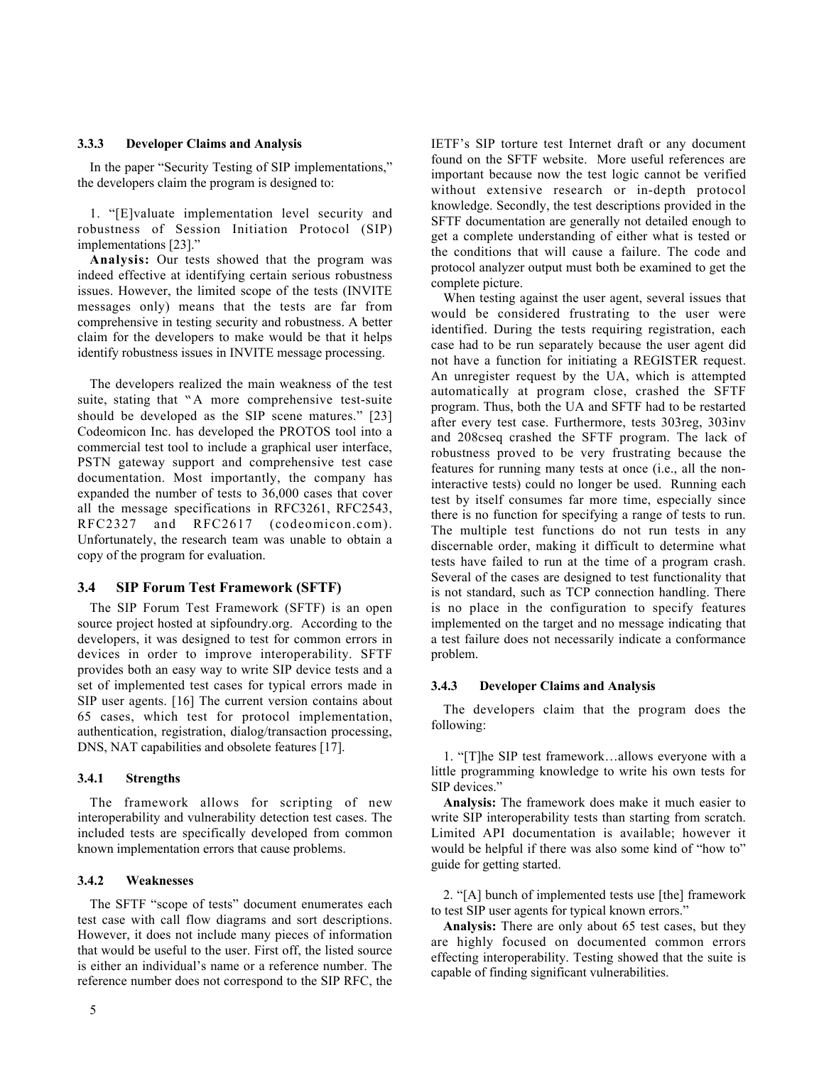#### 3.3.3 Developer Claims and Analysis

In the paper "Security Testing of SIP implementations," the developers claim the program is designed to:

1. "[E]valuate implementation level security and robustness of Session Initiation Protocol (SIP) implementations [23]."

**Analysis:** Our tests showed that the program was indeed effective at identifying certain serious robustness issues. However, the limited scope of the tests (INVITE messages only) means that the tests are far from comprehensive in testing security and robustness. A better claim for the developers to make would be that it helps identify robustness issues in INVITE message processing.

The developers realized the main weakness of the test suite, stating that "A more comprehensive test-suite should be developed as the SIP scene matures." [23] Codeomicon Inc. has developed the PROTOS tool into a commercial test tool to include a graphical user interface, PSTN gateway support and comprehensive test case documentation. Most importantly, the company has expanded the number of tests to 36,000 cases that cover all the message specifications in RFC3261, RFC2543, RFC2327 and RFC2617 (codeomicon.com). Unfortunately, the research team was unable to obtain a copy of the program for evaluation.

### 3.4 SIP Forum Test Framework (SFTF)

The SIP Forum Test Framework (SFTF) is an open source project hosted at sipfoundry.org. According to the developers, it was designed to test for common errors in devices in order to improve interoperability. SFTF provides both an easy way to write SIP device tests and a set of implemented test cases for typical errors made in SIP user agents. [16] The current version contains about 65 cases, which test for protocol implementation, authentication, registration, dialog/transaction processing, DNS, NAT capabilities and obsolete features [17].

#### 3.4.1 Strengths

The framework allows for scripting of new interoperability and vulnerability detection test cases. The included tests are specifically developed from common known implementation errors that cause problems.

#### 3.4.2 Weaknesses

The SFTF "scope of tests" document enumerates each test case with call flow diagrams and sort descriptions. However, it does not include many pieces of information that would be useful to the user. First off, the listed source is either an individual's name or a reference number. The reference number does not correspond to the SIP RFC, the IETF's SIP torture test Internet draft or any document found on the SFTF website. More useful references are important because now the test logic cannot be verified without extensive research or in-depth protocol knowledge. Secondly, the test descriptions provided in the SFTF documentation are generally not detailed enough to get a complete understanding of either what is tested or the conditions that will cause a failure. The code and protocol analyzer output must both be examined to get the complete picture.

When testing against the user agent, several issues that would be considered frustrating to the user were identified. During the tests requiring registration, each case had to be run separately because the user agent did not have a function for initiating a REGISTER request. An unregister request by the UA, which is attempted automatically at program close, crashed the SFTF program. Thus, both the UA and SFTF had to be restarted after every test case. Furthermore, tests 303reg, 303inv and 208cseq crashed the SFTF program. The lack of robustness proved to be very frustrating because the features for running many tests at once (i.e., all the non-interactive tests) could no longer be used. Running each test by itself consumes far more time, especially since there is no function for specifying a range of tests to run. The multiple test functions do not run tests in any discernable order, making it difficult to determine what tests have failed to run at the time of a program crash. Several of the cases are designed to test functionality that is not standard, such as TCP connection handling. There is no place in the configuration to specify features implemented on the target and no message indicating that a test failure does not necessarily indicate a conformance problem.

#### 3.4.3 Developer Claims and Analysis

The developers claim that the program does the following:

1. "[T]he SIP test framework…allows everyone with a little programming knowledge to write his own tests for SIP devices."

**Analysis:** The framework does make it much easier to write SIP interoperability tests than starting from scratch. Limited API documentation is available; however it would be helpful if there was also some kind of "how to" guide for getting started.

2. "[A] bunch of implemented tests use [the] framework to test SIP user agents for typical known errors."

**Analysis:** There are only about 65 test cases, but they are highly focused on documented common errors effecting interoperability. Testing showed that the suite is capable of finding significant vulnerabilities.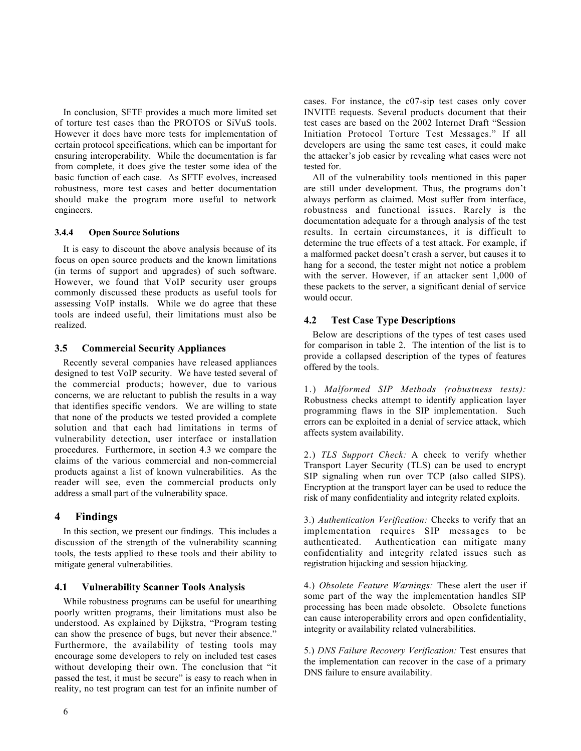In conclusion, SFTF provides a much more limited set of torture test cases than the PROTOS or SiVuS tools. However it does have more tests for implementation of certain protocol specifications, which can be important for ensuring interoperability. While the documentation is far from complete, it does give the tester some idea of the basic function of each case. As SFTF evolves, increased robustness, more test cases and better documentation should make the program more useful to network engineers.

#### 3.4.4 Open Source Solutions

It is easy to discount the above analysis because of its focus on open source products and the known limitations (in terms of support and upgrades) of such software. However, we found that VoIP security user groups commonly discussed these products as useful tools for assessing VoIP installs. While we do agree that these tools are indeed useful, their limitations must also be realized.

### 3.5 Commercial Security Appliances

Recently several companies have released appliances designed to test VoIP security. We have tested several of the commercial products; however, due to various concerns, we are reluctant to publish the results in a way that identifies specific vendors. We are willing to state that none of the products we tested provided a complete solution and that each had limitations in terms of vulnerability detection, user interface or installation procedures. Furthermore, in section 4.3 we compare the claims of the various commercial and non-commercial products against a list of known vulnerabilities. As the reader will see, even the commercial products only address a small part of the vulnerability space.

## 4 Findings

In this section, we present our findings. This includes a discussion of the strength of the vulnerability scanning tools, the tests applied to these tools and their ability to mitigate general vulnerabilities.

### 4.1 Vulnerability Scanner Tools Analysis

While robustness programs can be useful for unearthing poorly written programs, their limitations must also be understood. As explained by Dijkstra, "Program testing can show the presence of bugs, but never their absence." Furthermore, the availability of testing tools may encourage some developers to rely on included test cases without developing their own. The conclusion that "it passed the test, it must be secure" is easy to reach when in reality, no test program can test for an infinite number of cases. For instance, the c07-sip test cases only cover INVITE requests. Several products document that their test cases are based on the 2002 Internet Draft "Session Initiation Protocol Torture Test Messages." If all developers are using the same test cases, it could make the attacker's job easier by revealing what cases were not tested for.

All of the vulnerability tools mentioned in this paper are still under development. Thus, the programs don't always perform as claimed. Most suffer from interface, robustness and functional issues. Rarely is the documentation adequate for a through analysis of the test results. In certain circumstances, it is difficult to determine the true effects of a test attack. For example, if a malformed packet doesn't crash a server, but causes it to hang for a second, the tester might not notice a problem with the server. However, if an attacker sent 1,000 of these packets to the server, a significant denial of service would occur.

### 4.2 Test Case Type Descriptions

Below are descriptions of the types of test cases used for comparison in table 2. The intention of the list is to provide a collapsed description of the types of features offered by the tools.

1.) *Malformed SIP Methods (robustness tests):* Robustness checks attempt to identify application layer programming flaws in the SIP implementation. Such errors can be exploited in a denial of service attack, which affects system availability.

2.) *TLS Support Check:* A check to verify whether Transport Layer Security (TLS) can be used to encrypt SIP signaling when run over TCP (also called SIPS). Encryption at the transport layer can be used to reduce the risk of many confidentiality and integrity related exploits.

3.) *Authentication Verification:* Checks to verify that an implementation requires SIP messages to be authenticated. Authentication can mitigate many confidentiality and integrity related issues such as registration hijacking and session hijacking.

4.) *Obsolete Feature Warnings:* These alert the user if some part of the way the implementation handles SIP processing has been made obsolete. Obsolete functions can cause interoperability errors and open confidentiality, integrity or availability related vulnerabilities.

5.) *DNS Failure Recovery Verification:* Test ensures that the implementation can recover in the case of a primary DNS failure to ensure availability.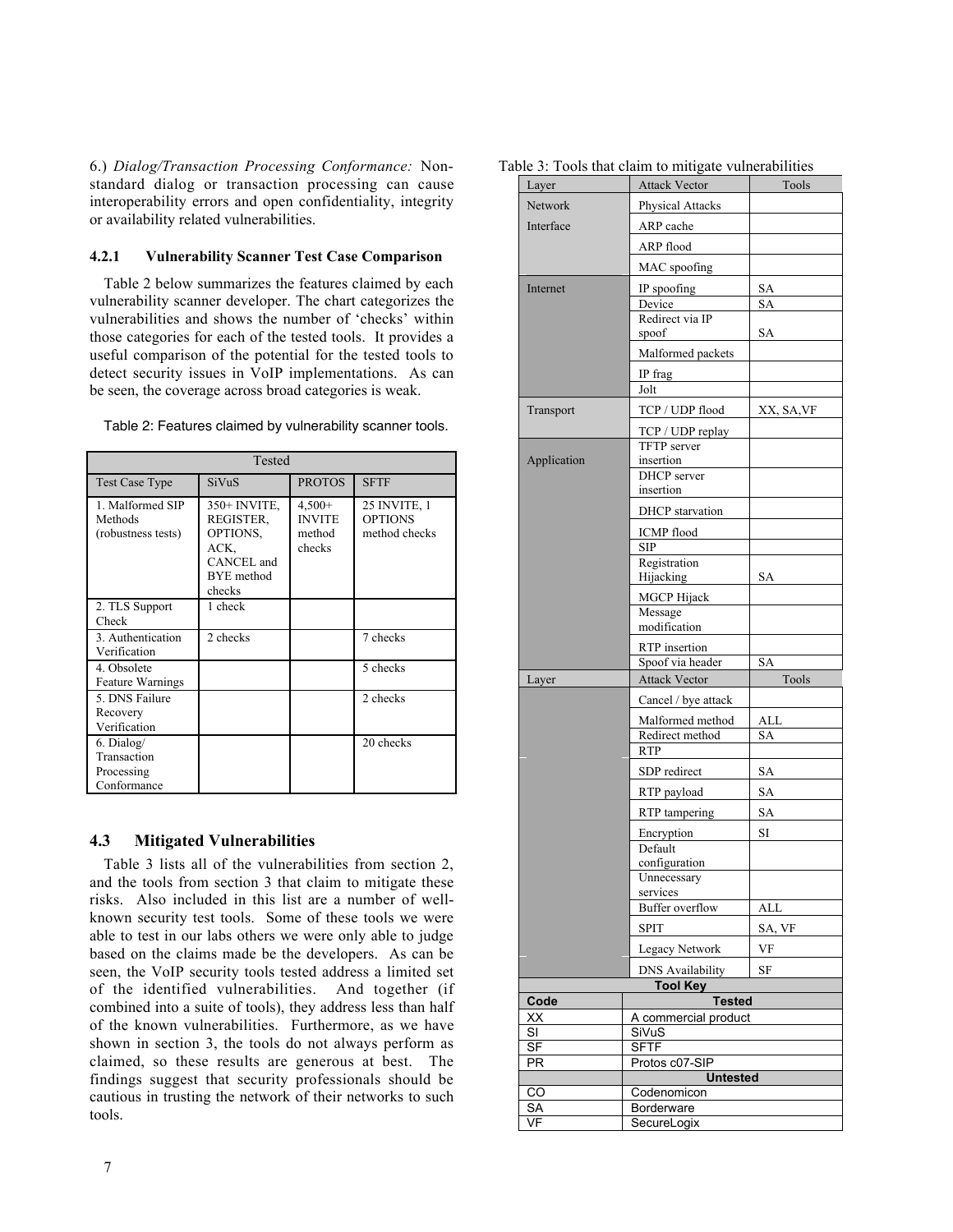6.) *Dialog/Transaction Processing Conformance:* Non-standard dialog or transaction processing can cause interoperability errors and open confidentiality, integrity or availability related vulnerabilities.

### 4.2.1 Vulnerability Scanner Test Case Comparison

Table 2 below summarizes the features claimed by each vulnerability scanner developer. The chart categorizes the vulnerabilities and shows the number of 'checks' within those categories for each of the tested tools. It provides a useful comparison of the potential for the tested tools to detect security issues in VoIP implementations. As can be seen, the coverage across broad categories is weak.

Table 2: Features claimed by vulnerability scanner tools.

| | Tested | | |
|---|---|---|---|
| Test Case Type | SiVuS | PROTOS | SFTF |
| 1. Malformed SIP Methods (robustness tests) | 350+ INVITE, REGISTER, OPTIONS, ACK, CANCEL and BYE method checks | 4,500+ INVITE method checks | 25 INVITE, 1 OPTIONS method checks |
| 2. TLS Support Check | 1 check | | |
| 3. Authentication Verification | 2 checks | | 7 checks |
| 4. Obsolete Feature Warnings | | | 5 checks |
| 5. DNS Failure Recovery Verification | | | 2 checks |
| 6. Dialog/ Transaction Processing Conformance | | | 20 checks |

## 4.3 Mitigated Vulnerabilities

Table 3 lists all of the vulnerabilities from section 2, and the tools from section 3 that claim to mitigate these risks. Also included in this list are a number of well-known security test tools. Some of these tools we were able to test in our labs others we were only able to judge based on the claims made be the developers. As can be seen, the VoIP security tools tested address a limited set of the identified vulnerabilities. And together (if combined into a suite of tools), they address less than half of the known vulnerabilities. Furthermore, as we have shown in section 3, the tools do not always perform as claimed, so these results are generous at best. The findings suggest that security professionals should be cautious in trusting the network of their networks to such tools.

Table 3: Tools that claim to mitigate vulnerabilities

| Layer | Attack Vector | Tools |
|---|---|---|
| Network Interface | Physical Attacks | |
| | ARP cache | |
| | ARP flood | |
| | MAC spoofing | |
| Internet | IP spoofing | SA |
| | Device | SA |
| | Redirect via IP spoof | SA |
| | Malformed packets | |
| | IP frag | |
| | Jolt | |
| Transport | TCP / UDP flood | XX, SA,VF |
| | TCP / UDP replay | |
| Application | TFTP server insertion | |
| | DHCP server insertion | |
| | DHCP starvation | |
| | ICMP flood | |
| | SIP | |
| | Registration Hijacking | SA |
| | MGCP Hijack | |
| | Message modification | |
| | RTP insertion | |
| | Spoof via header | SA |
| Layer | Attack Vector | Tools |
| | Cancel / bye attack | |
| | Malformed method | ALL |
| | Redirect method | SA |
| | RTP | |
| | SDP redirect | SA |
| | RTP payload | SA |
| | RTP tampering | SA |
| | Encryption | SI |
| | Default configuration | |
| | Unnecessary services | |
| | Buffer overflow | ALL |
| | SPIT | SA, VF |
| | Legacy Network | VF |
| | DNS Availability | SF |

| Tool Key | |
|---|---|
| **Code** | **Tested** |
| XX | A commercial product |
| SI | SiVuS |
| SF | SFTF |
| PR | Protos c07-SIP |
| | **Untested** |
| CO | Codenomicon |
| SA | Borderware |
| VF | SecureLogix |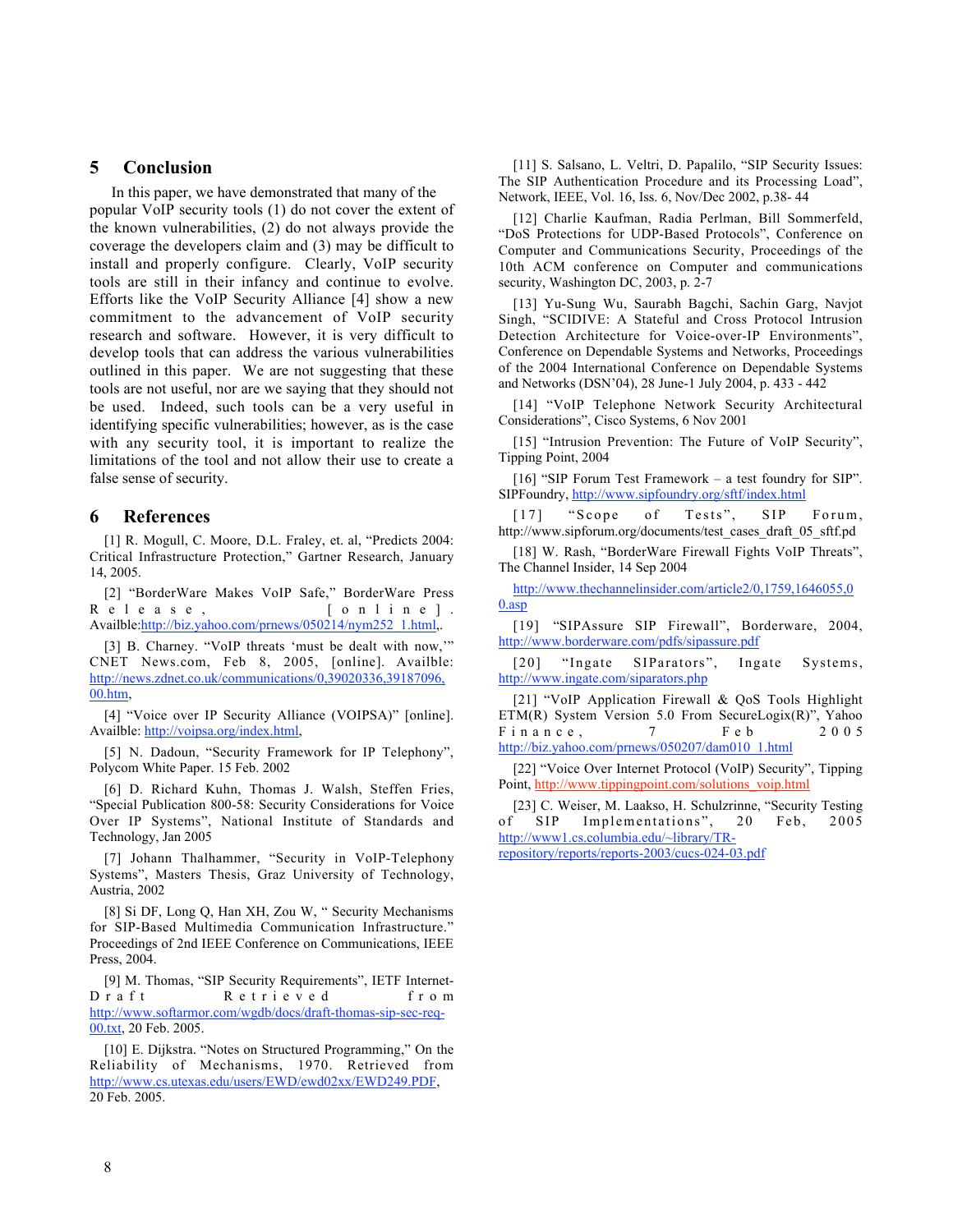## 5 Conclusion

In this paper, we have demonstrated that many of the popular VoIP security tools (1) do not cover the extent of the known vulnerabilities, (2) do not always provide the coverage the developers claim and (3) may be difficult to install and properly configure. Clearly, VoIP security tools are still in their infancy and continue to evolve. Efforts like the VoIP Security Alliance [4] show a new commitment to the advancement of VoIP security research and software. However, it is very difficult to develop tools that can address the various vulnerabilities outlined in this paper. We are not suggesting that these tools are not useful, nor are we saying that they should not be used. Indeed, such tools can be a very useful in identifying specific vulnerabilities; however, as is the case with any security tool, it is important to realize the limitations of the tool and not allow their use to create a false sense of security.

## 6 References

[1] R. Mogull, C. Moore, D.L. Fraley, et. al, "Predicts 2004: Critical Infrastructure Protection," Gartner Research, January 14, 2005.

[2] "BorderWare Makes VoIP Safe," BorderWare Press Release, [online]. Availble:http://biz.yahoo.com/prnews/050214/nym252_1.html,.

[3] B. Charney. "VoIP threats 'must be dealt with now,'" CNET News.com, Feb 8, 2005, [online]. Availble: http://news.zdnet.co.uk/communications/0,39020336,39187096,00.htm,

[4] "Voice over IP Security Alliance (VOIPSA)" [online]. Availble: http://voipsa.org/index.html,

[5] N. Dadoun, "Security Framework for IP Telephony", Polycom White Paper. 15 Feb. 2002

[6] D. Richard Kuhn, Thomas J. Walsh, Steffen Fries, "Special Publication 800-58: Security Considerations for Voice Over IP Systems", National Institute of Standards and Technology, Jan 2005

[7] Johann Thalhammer, "Security in VoIP-Telephony Systems", Masters Thesis, Graz University of Technology, Austria, 2002

[8] Si DF, Long Q, Han XH, Zou W, " Security Mechanisms for SIP-Based Multimedia Communication Infrastructure." Proceedings of 2nd IEEE Conference on Communications, IEEE Press, 2004.

[9] M. Thomas, "SIP Security Requirements", IETF Internet-Draft Retrieved from http://www.softarmor.com/wgdb/docs/draft-thomas-sip-sec-req-00.txt, 20 Feb. 2005.

[10] E. Dijkstra. "Notes on Structured Programming," On the Reliability of Mechanisms, 1970. Retrieved from http://www.cs.utexas.edu/users/EWD/ewd02xx/EWD249.PDF, 20 Feb. 2005.

[11] S. Salsano, L. Veltri, D. Papalilo, "SIP Security Issues: The SIP Authentication Procedure and its Processing Load", Network, IEEE, Vol. 16, Iss. 6, Nov/Dec 2002, p.38- 44

[12] Charlie Kaufman, Radia Perlman, Bill Sommerfeld, "DoS Protections for UDP-Based Protocols", Conference on Computer and Communications Security, Proceedings of the 10th ACM conference on Computer and communications security, Washington DC, 2003, p. 2-7

[13] Yu-Sung Wu, Saurabh Bagchi, Sachin Garg, Navjot Singh, "SCIDIVE: A Stateful and Cross Protocol Intrusion Detection Architecture for Voice-over-IP Environments", Conference on Dependable Systems and Networks, Proceedings of the 2004 International Conference on Dependable Systems and Networks (DSN'04), 28 June-1 July 2004, p. 433 - 442

[14] "VoIP Telephone Network Security Architectural Considerations", Cisco Systems, 6 Nov 2001

[15] "Intrusion Prevention: The Future of VoIP Security", Tipping Point, 2004

[16] "SIP Forum Test Framework – a test foundry for SIP". SIPFoundry, http://www.sipfoundry.org/sftf/index.html

[17] "Scope of Tests", SIP Forum, http://www.sipforum.org/documents/test_cases_draft_05_sftf.pd

[18] W. Rash, "BorderWare Firewall Fights VoIP Threats", The Channel Insider, 14 Sep 2004

http://www.thechannelinsider.com/article2/0,1759,1646055,00.asp

[19] "SIPAssure SIP Firewall", Borderware, 2004, http://www.borderware.com/pdfs/sipassure.pdf

[20] "Ingate SIParators", Ingate Systems, http://www.ingate.com/siparators.php

[21] "VoIP Application Firewall & QoS Tools Highlight ETM(R) System Version 5.0 From SecureLogix(R)", Yahoo Finance, 7 Feb 2005 http://biz.yahoo.com/prnews/050207/dam010_1.html

[22] "Voice Over Internet Protocol (VoIP) Security", Tipping Point, http://www.tippingpoint.com/solutions_voip.html

[23] C. Weiser, M. Laakso, H. Schulzrinne, "Security Testing of SIP Implementations", 20 Feb, 2005 http://www1.cs.columbia.edu/~library/TR-repository/reports/reports-2003/cucs-024-03.pdf